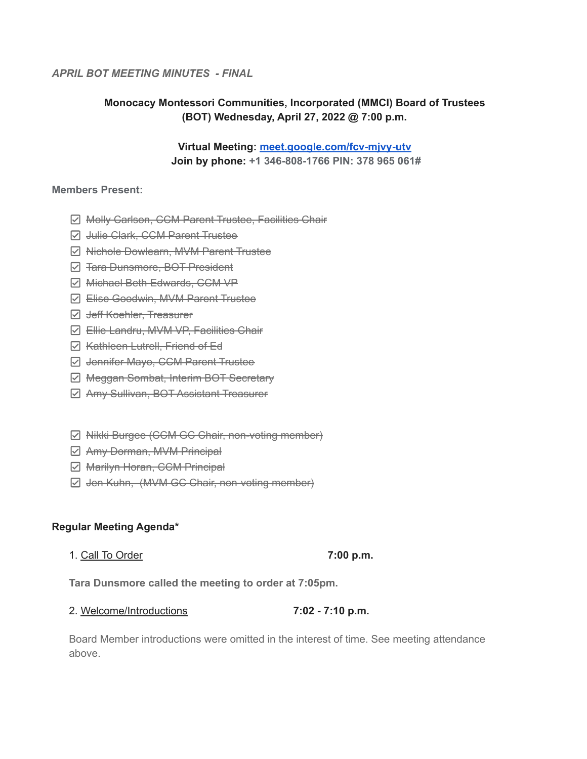*APRIL BOT MEETING MINUTES - FINAL*

**Monocacy Montessori Communities, Incorporated (MMCI) Board of Trustees (BOT) Wednesday, April 27, 2022 @ 7:00 p.m.**

**Virtual Meeting: [meet.google.com/fcv-mjvy-utv](https://meet.google.com/fcv-mjvy-utv)**
**Join by phone: +1 346-808-1766 PIN: 378 965 061#**

**Members Present:**

- [x] ~~Molly Carlson, CCM Parent Trustee, Facilities Chair~~
- [x] ~~Julie Clark, CCM Parent Trustee~~
- [x] ~~Nichole Dowlearn, MVM Parent Trustee~~
- [x] ~~Tara Dunsmore, BOT President~~
- [x] ~~Michael Beth Edwards, CCM VP~~
- [x] ~~Elise Goodwin, MVM Parent Trustee~~
- [x] ~~Jeff Koehler, Treasurer~~
- [x] ~~Ellie Landru, MVM VP, Facilities Chair~~
- [x] ~~Kathleen Lutrell, Friend of Ed~~
- [x] ~~Jennifer Mayo, CCM Parent Trustee~~
- [x] ~~Meggan Sombat, Interim BOT Secretary~~
- [x] ~~Amy Sullivan, BOT Assistant Treasurer~~

- [x] ~~Nikki Burgee (CCM GC Chair, non-voting member)~~
- [x] ~~Amy Dorman, MVM Principal~~
- [x] ~~Marilyn Horan, CCM Principal~~
- [x] ~~Jen Kuhn, (MVM GC Chair, non-voting member)~~

**Regular Meeting Agenda***

1. Call To Order **7:00 p.m.**

**Tara Dunsmore called the meeting to order at 7:05pm.**

2. Welcome/Introductions **7:02 - 7:10 p.m.**

Board Member introductions were omitted in the interest of time. See meeting attendance above.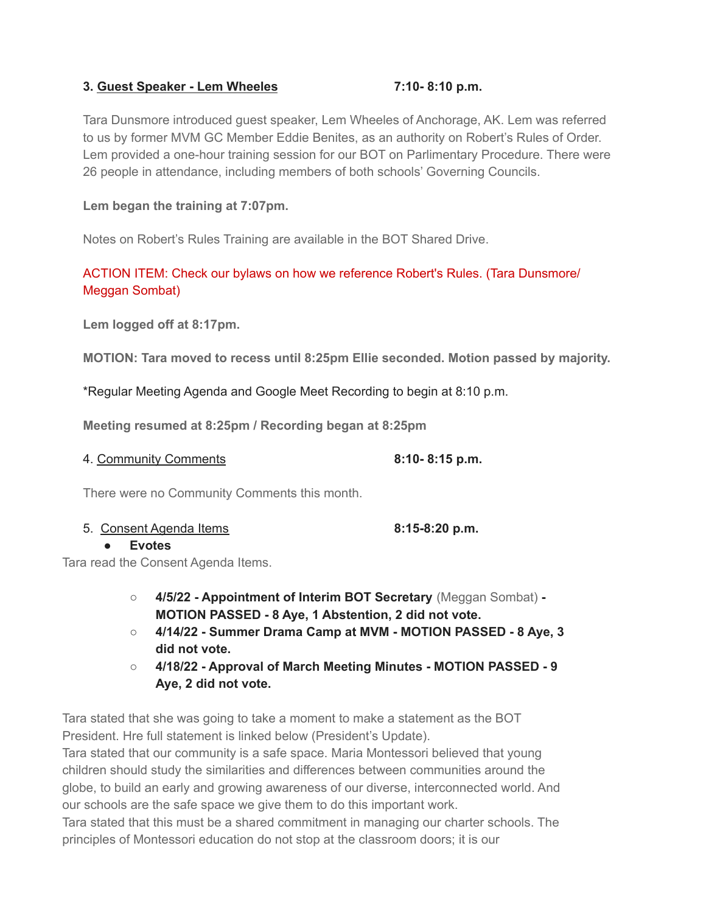3. Guest Speaker - Lem Wheeles 7:10- 8:10 p.m.

Tara Dunsmore introduced guest speaker, Lem Wheeles of Anchorage, AK. Lem was referred to us by former MVM GC Member Eddie Benites, as an authority on Robert's Rules of Order. Lem provided a one-hour training session for our BOT on Parlimentary Procedure. There were 26 people in attendance, including members of both schools' Governing Councils.

**Lem began the training at 7:07pm.**

Notes on Robert's Rules Training are available in the BOT Shared Drive.

ACTION ITEM: Check our bylaws on how we reference Robert's Rules. (Tara Dunsmore/ Meggan Sombat)

**Lem logged off at 8:17pm.**

**MOTION: Tara moved to recess until 8:25pm Ellie seconded. Motion passed by majority.**

*Regular Meeting Agenda and Google Meet Recording to begin at 8:10 p.m.

**Meeting resumed at 8:25pm / Recording began at 8:25pm**

4. Community Comments 8:10- 8:15 p.m.

There were no Community Comments this month.

5. Consent Agenda Items 8:15-8:20 p.m.

- **Evotes**

Tara read the Consent Agenda Items.

- **4/5/22 - Appointment of Interim BOT Secretary** (Meggan Sombat) **- MOTION PASSED - 8 Aye, 1 Abstention, 2 did not vote.**
- **4/14/22 - Summer Drama Camp at MVM - MOTION PASSED - 8 Aye, 3 did not vote.**
- **4/18/22 - Approval of March Meeting Minutes - MOTION PASSED - 9 Aye, 2 did not vote.**

Tara stated that she was going to take a moment to make a statement as the BOT President. Hre full statement is linked below (President's Update).
Tara stated that our community is a safe space. Maria Montessori believed that young children should study the similarities and differences between communities around the globe, to build an early and growing awareness of our diverse, interconnected world. And our schools are the safe space we give them to do this important work.
Tara stated that this must be a shared commitment in managing our charter schools. The principles of Montessori education do not stop at the classroom doors; it is our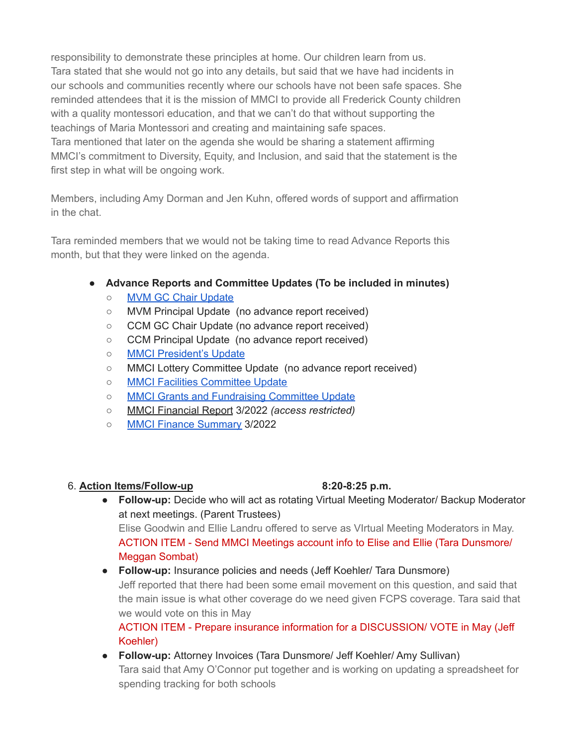responsibility to demonstrate these principles at home. Our children learn from us.
Tara stated that she would not go into any details, but said that we have had incidents in our schools and communities recently where our schools have not been safe spaces. She reminded attendees that it is the mission of MMCI to provide all Frederick County children with a quality montessori education, and that we can't do that without supporting the teachings of Maria Montessori and creating and maintaining safe spaces.
Tara mentioned that later on the agenda she would be sharing a statement affirming MMCI's commitment to Diversity, Equity, and Inclusion, and said that the statement is the first step in what will be ongoing work.

Members, including Amy Dorman and Jen Kuhn, offered words of support and affirmation in the chat.

Tara reminded members that we would not be taking time to read Advance Reports this month, but that they were linked on the agenda.

- **Advance Reports and Committee Updates (To be included in minutes)**
  - MVM GC Chair Update
  - MVM Principal Update (no advance report received)
  - CCM GC Chair Update (no advance report received)
  - CCM Principal Update (no advance report received)
  - MMCI President's Update
  - MMCI Lottery Committee Update (no advance report received)
  - MMCI Facilities Committee Update
  - MMCI Grants and Fundraising Committee Update
  - MMCI Financial Report 3/2022 *(access restricted)*
  - MMCI Finance Summary 3/2022

6. **Action Items/Follow-up** **8:20-8:25 p.m.**

- **Follow-up:** Decide who will act as rotating Virtual Meeting Moderator/ Backup Moderator at next meetings. (Parent Trustees)
  Elise Goodwin and Ellie Landru offered to serve as VIrtual Meeting Moderators in May.
  ACTION ITEM - Send MMCI Meetings account info to Elise and Ellie (Tara Dunsmore/ Meggan Sombat)
- **Follow-up:** Insurance policies and needs (Jeff Koehler/ Tara Dunsmore)
  Jeff reported that there had been some email movement on this question, and said that the main issue is what other coverage do we need given FCPS coverage. Tara said that we would vote on this in May
  ACTION ITEM - Prepare insurance information for a DISCUSSION/ VOTE in May (Jeff Koehler)
- **Follow-up:** Attorney Invoices (Tara Dunsmore/ Jeff Koehler/ Amy Sullivan)
  Tara said that Amy O'Connor put together and is working on updating a spreadsheet for spending tracking for both schools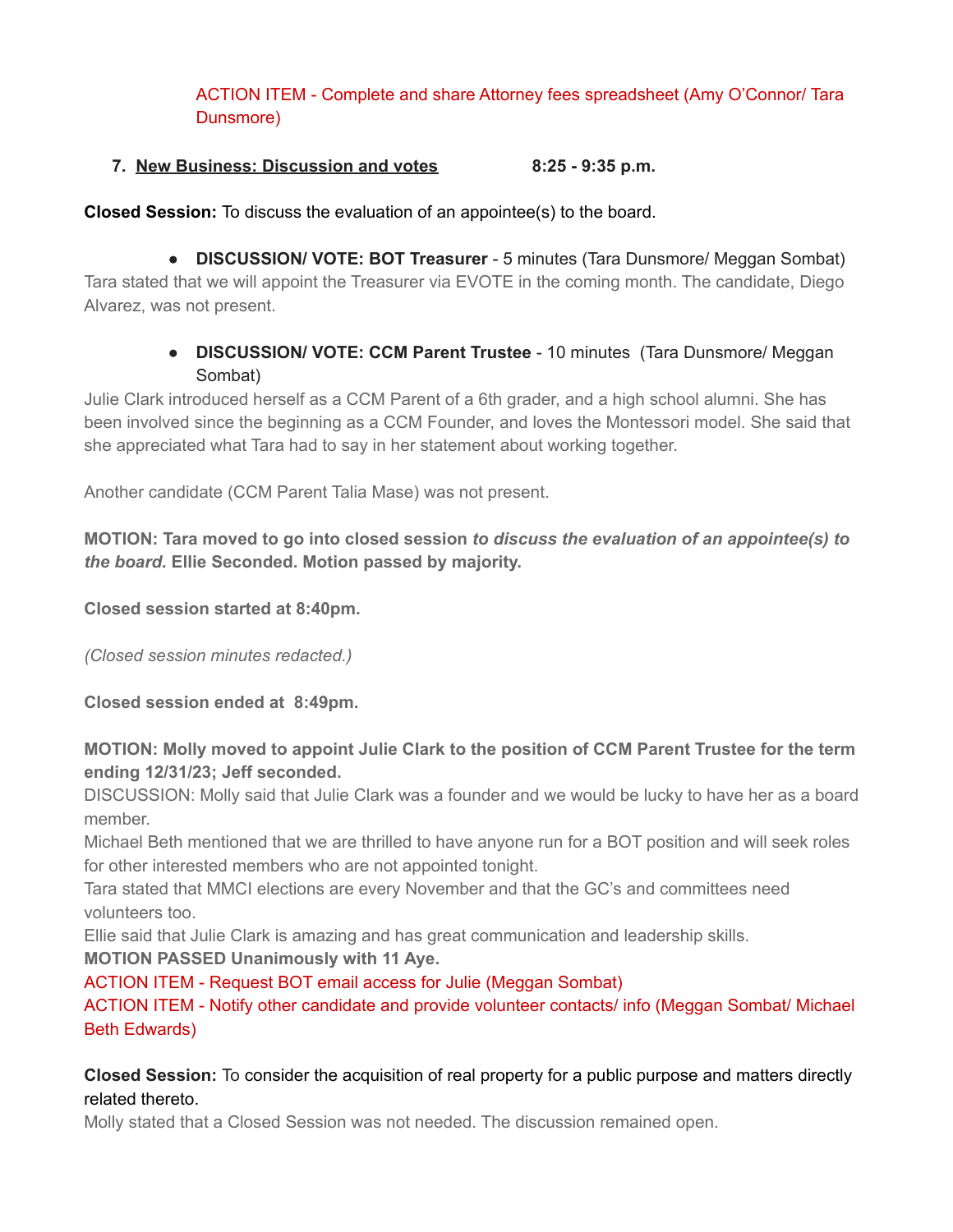ACTION ITEM - Complete and share Attorney fees spreadsheet (Amy O'Connor/ Tara Dunsmore)

7. **New Business: Discussion and votes** **8:25 - 9:35 p.m.**

**Closed Session:** To discuss the evaluation of an appointee(s) to the board.

- **DISCUSSION/ VOTE: BOT Treasurer** - 5 minutes (Tara Dunsmore/ Meggan Sombat)

Tara stated that we will appoint the Treasurer via EVOTE in the coming month. The candidate, Diego Alvarez, was not present.

- **DISCUSSION/ VOTE: CCM Parent Trustee** - 10 minutes (Tara Dunsmore/ Meggan Sombat)

Julie Clark introduced herself as a CCM Parent of a 6th grader, and a high school alumni. She has been involved since the beginning as a CCM Founder, and loves the Montessori model. She said that she appreciated what Tara had to say in her statement about working together.

Another candidate (CCM Parent Talia Mase) was not present.

**MOTION: Tara moved to go into closed session *to discuss the evaluation of an appointee(s) to the board.* Ellie Seconded. Motion passed by majority.**

**Closed session started at 8:40pm.**

*(Closed session minutes redacted.)*

**Closed session ended at 8:49pm.**

**MOTION: Molly moved to appoint Julie Clark to the position of CCM Parent Trustee for the term ending 12/31/23; Jeff seconded.**

DISCUSSION: Molly said that Julie Clark was a founder and we would be lucky to have her as a board member.

Michael Beth mentioned that we are thrilled to have anyone run for a BOT position and will seek roles for other interested members who are not appointed tonight.

Tara stated that MMCI elections are every November and that the GC's and committees need volunteers too.

Ellie said that Julie Clark is amazing and has great communication and leadership skills.

**MOTION PASSED Unanimously with 11 Aye.**

ACTION ITEM - Request BOT email access for Julie (Meggan Sombat)

ACTION ITEM - Notify other candidate and provide volunteer contacts/ info (Meggan Sombat/ Michael Beth Edwards)

**Closed Session:** To consider the acquisition of real property for a public purpose and matters directly related thereto.

Molly stated that a Closed Session was not needed. The discussion remained open.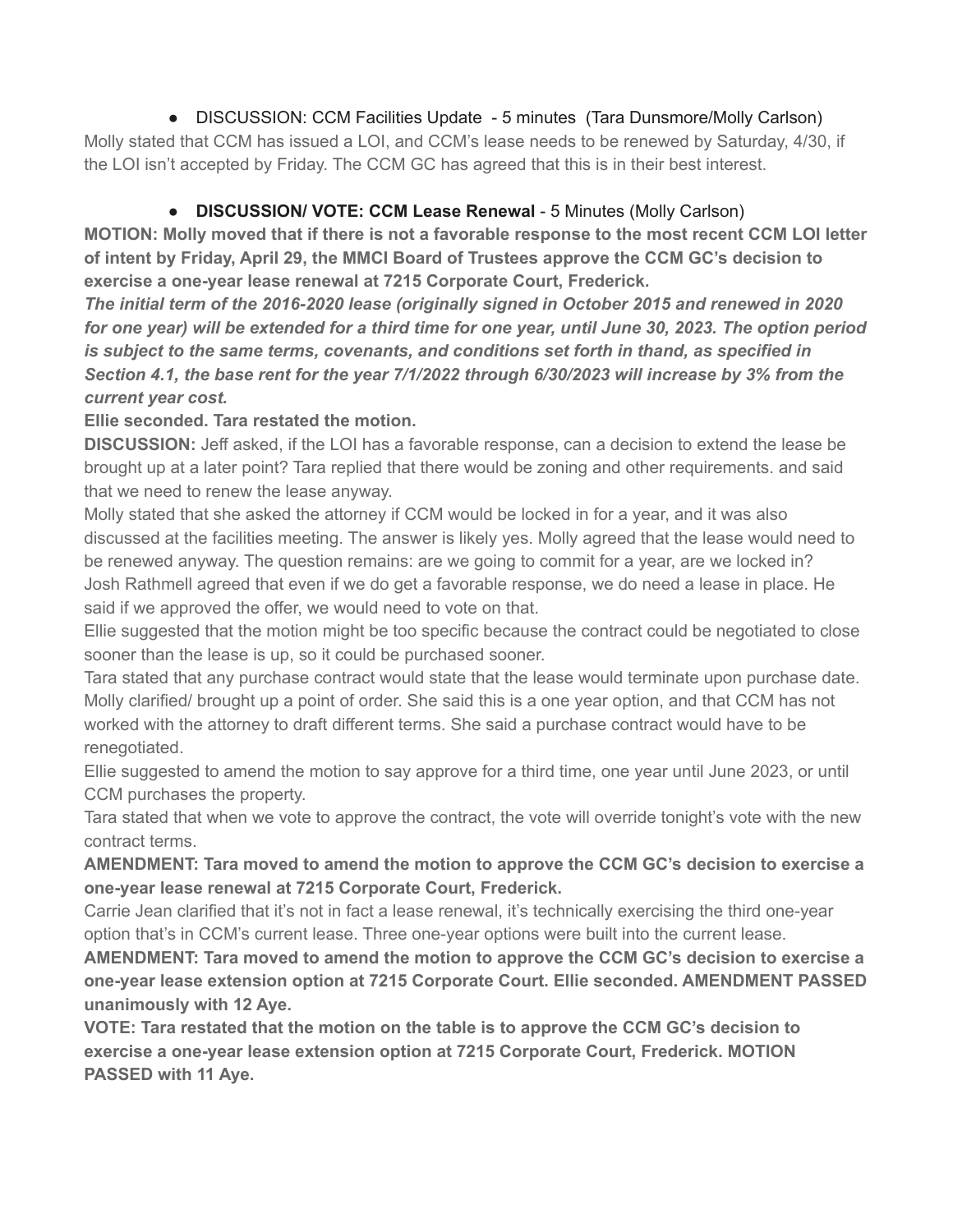- DISCUSSION: CCM Facilities Update - 5 minutes (Tara Dunsmore/Molly Carlson)

Molly stated that CCM has issued a LOI, and CCM's lease needs to be renewed by Saturday, 4/30, if the LOI isn't accepted by Friday. The CCM GC has agreed that this is in their best interest.

- **DISCUSSION/ VOTE: CCM Lease Renewal** - 5 Minutes (Molly Carlson)

**MOTION: Molly moved that if there is not a favorable response to the most recent CCM LOI letter of intent by Friday, April 29, the MMCI Board of Trustees approve the CCM GC's decision to exercise a one-year lease renewal at 7215 Corporate Court, Frederick.**

***The initial term of the 2016-2020 lease (originally signed in October 2015 and renewed in 2020 for one year) will be extended for a third time for one year, until June 30, 2023. The option period is subject to the same terms, covenants, and conditions set forth in thand, as specified in Section 4.1, the base rent for the year 7/1/2022 through 6/30/2023 will increase by 3% from the current year cost.***

**Ellie seconded. Tara restated the motion.**

**DISCUSSION:** Jeff asked, if the LOI has a favorable response, can a decision to extend the lease be brought up at a later point? Tara replied that there would be zoning and other requirements. and said that we need to renew the lease anyway.

Molly stated that she asked the attorney if CCM would be locked in for a year, and it was also discussed at the facilities meeting. The answer is likely yes. Molly agreed that the lease would need to be renewed anyway. The question remains: are we going to commit for a year, are we locked in?

Josh Rathmell agreed that even if we do get a favorable response, we do need a lease in place. He said if we approved the offer, we would need to vote on that.

Ellie suggested that the motion might be too specific because the contract could be negotiated to close sooner than the lease is up, so it could be purchased sooner.

Tara stated that any purchase contract would state that the lease would terminate upon purchase date.

Molly clarified/ brought up a point of order. She said this is a one year option, and that CCM has not worked with the attorney to draft different terms. She said a purchase contract would have to be renegotiated.

Ellie suggested to amend the motion to say approve for a third time, one year until June 2023, or until CCM purchases the property.

Tara stated that when we vote to approve the contract, the vote will override tonight's vote with the new contract terms.

**AMENDMENT: Tara moved to amend the motion to approve the CCM GC's decision to exercise a one-year lease renewal at 7215 Corporate Court, Frederick.**

Carrie Jean clarified that it's not in fact a lease renewal, it's technically exercising the third one-year option that's in CCM's current lease. Three one-year options were built into the current lease.

**AMENDMENT: Tara moved to amend the motion to approve the CCM GC's decision to exercise a one-year lease extension option at 7215 Corporate Court. Ellie seconded. AMENDMENT PASSED unanimously with 12 Aye.**

**VOTE: Tara restated that the motion on the table is to approve the CCM GC's decision to exercise a one-year lease extension option at 7215 Corporate Court, Frederick. MOTION PASSED with 11 Aye.**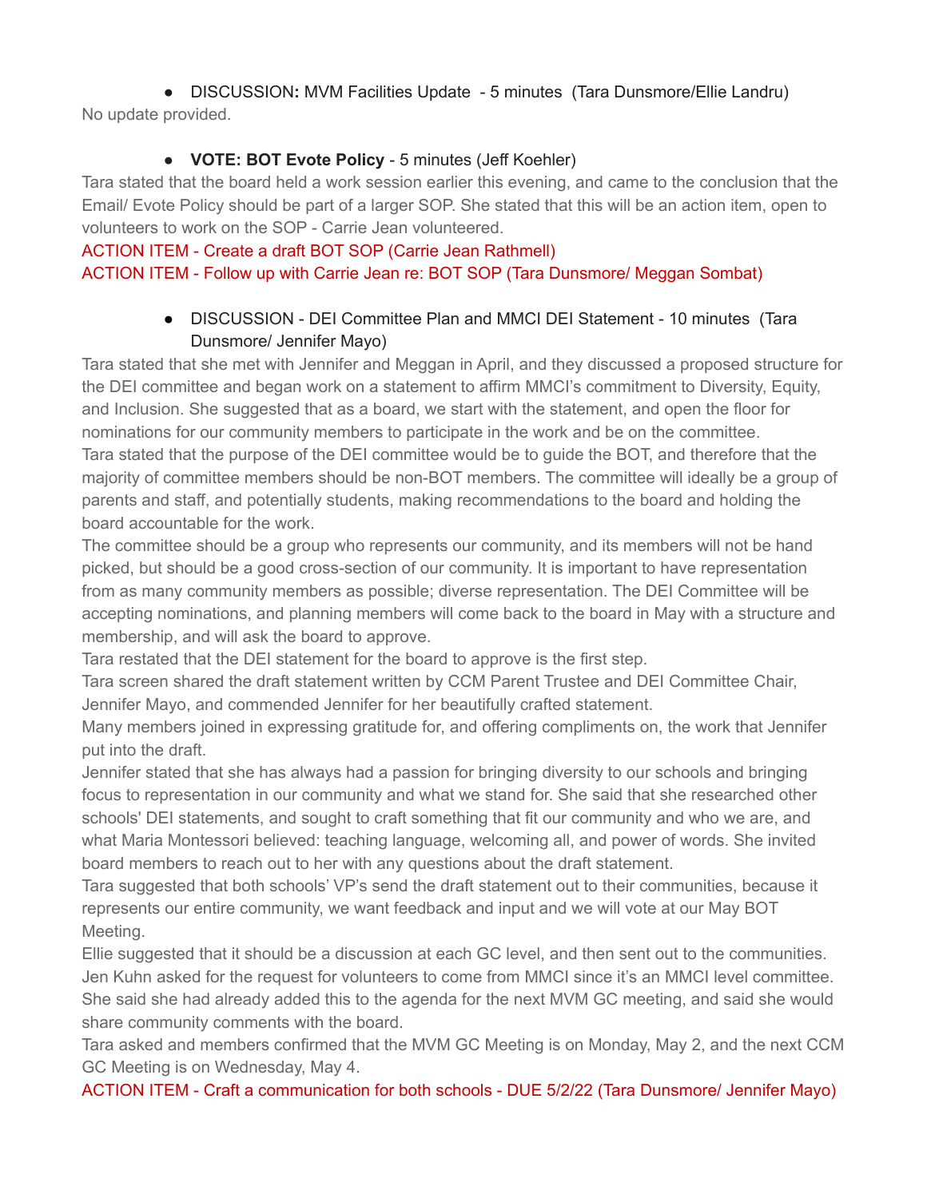- DISCUSSION**:** MVM Facilities Update - 5 minutes (Tara Dunsmore/Ellie Landru)

No update provided.

- **VOTE: BOT Evote Policy** - 5 minutes (Jeff Koehler)

Tara stated that the board held a work session earlier this evening, and came to the conclusion that the Email/ Evote Policy should be part of a larger SOP. She stated that this will be an action item, open to volunteers to work on the SOP - Carrie Jean volunteered.

ACTION ITEM - Create a draft BOT SOP (Carrie Jean Rathmell)

ACTION ITEM - Follow up with Carrie Jean re: BOT SOP (Tara Dunsmore/ Meggan Sombat)

- DISCUSSION - DEI Committee Plan and MMCI DEI Statement - 10 minutes (Tara Dunsmore/ Jennifer Mayo)

Tara stated that she met with Jennifer and Meggan in April, and they discussed a proposed structure for the DEI committee and began work on a statement to affirm MMCI's commitment to Diversity, Equity, and Inclusion. She suggested that as a board, we start with the statement, and open the floor for nominations for our community members to participate in the work and be on the committee.

Tara stated that the purpose of the DEI committee would be to guide the BOT, and therefore that the majority of committee members should be non-BOT members. The committee will ideally be a group of parents and staff, and potentially students, making recommendations to the board and holding the board accountable for the work.

The committee should be a group who represents our community, and its members will not be hand picked, but should be a good cross-section of our community. It is important to have representation from as many community members as possible; diverse representation. The DEI Committee will be accepting nominations, and planning members will come back to the board in May with a structure and membership, and will ask the board to approve.

Tara restated that the DEI statement for the board to approve is the first step.

Tara screen shared the draft statement written by CCM Parent Trustee and DEI Committee Chair, Jennifer Mayo, and commended Jennifer for her beautifully crafted statement.

Many members joined in expressing gratitude for, and offering compliments on, the work that Jennifer put into the draft.

Jennifer stated that she has always had a passion for bringing diversity to our schools and bringing focus to representation in our community and what we stand for. She said that she researched other schools' DEI statements, and sought to craft something that fit our community and who we are, and what Maria Montessori believed: teaching language, welcoming all, and power of words. She invited board members to reach out to her with any questions about the draft statement.

Tara suggested that both schools' VP's send the draft statement out to their communities, because it represents our entire community, we want feedback and input and we will vote at our May BOT Meeting.

Ellie suggested that it should be a discussion at each GC level, and then sent out to the communities.

Jen Kuhn asked for the request for volunteers to come from MMCI since it's an MMCI level committee. She said she had already added this to the agenda for the next MVM GC meeting, and said she would share community comments with the board.

Tara asked and members confirmed that the MVM GC Meeting is on Monday, May 2, and the next CCM GC Meeting is on Wednesday, May 4.

ACTION ITEM - Craft a communication for both schools - DUE 5/2/22 (Tara Dunsmore/ Jennifer Mayo)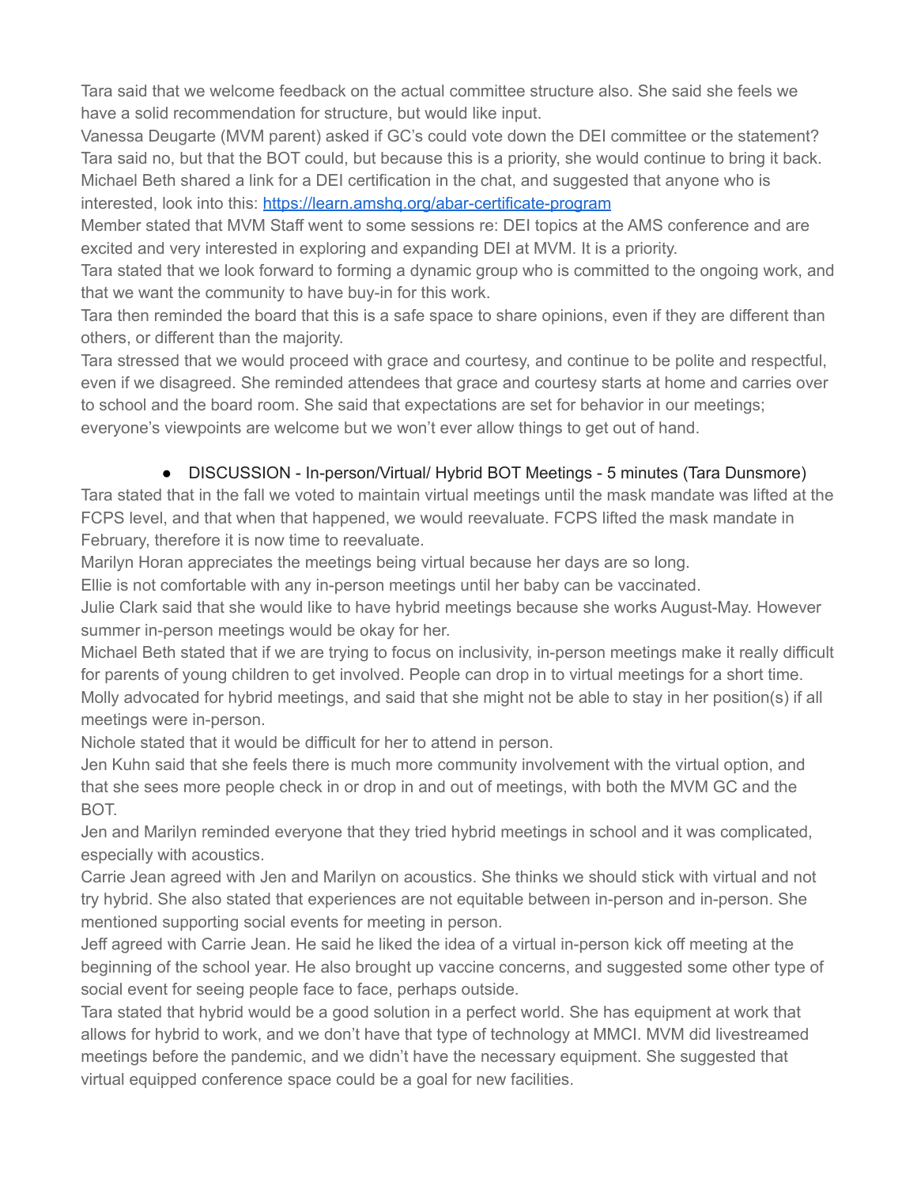Tara said that we welcome feedback on the actual committee structure also. She said she feels we have a solid recommendation for structure, but would like input.

Vanessa Deugarte (MVM parent) asked if GC's could vote down the DEI committee or the statement? Tara said no, but that the BOT could, but because this is a priority, she would continue to bring it back.

Michael Beth shared a link for a DEI certification in the chat, and suggested that anyone who is interested, look into this: [https://learn.amshq.org/abar-certificate-program](https://learn.amshq.org/abar-certificate-program)

Member stated that MVM Staff went to some sessions re: DEI topics at the AMS conference and are excited and very interested in exploring and expanding DEI at MVM. It is a priority.

Tara stated that we look forward to forming a dynamic group who is committed to the ongoing work, and that we want the community to have buy-in for this work.

Tara then reminded the board that this is a safe space to share opinions, even if they are different than others, or different than the majority.

Tara stressed that we would proceed with grace and courtesy, and continue to be polite and respectful, even if we disagreed. She reminded attendees that grace and courtesy starts at home and carries over to school and the board room. She said that expectations are set for behavior in our meetings; everyone's viewpoints are welcome but we won't ever allow things to get out of hand.

- DISCUSSION - In-person/Virtual/ Hybrid BOT Meetings - 5 minutes (Tara Dunsmore)

Tara stated that in the fall we voted to maintain virtual meetings until the mask mandate was lifted at the FCPS level, and that when that happened, we would reevaluate. FCPS lifted the mask mandate in February, therefore it is now time to reevaluate.

Marilyn Horan appreciates the meetings being virtual because her days are so long.

Ellie is not comfortable with any in-person meetings until her baby can be vaccinated.

Julie Clark said that she would like to have hybrid meetings because she works August-May. However summer in-person meetings would be okay for her.

Michael Beth stated that if we are trying to focus on inclusivity, in-person meetings make it really difficult for parents of young children to get involved. People can drop in to virtual meetings for a short time.

Molly advocated for hybrid meetings, and said that she might not be able to stay in her position(s) if all meetings were in-person.

Nichole stated that it would be difficult for her to attend in person.

Jen Kuhn said that she feels there is much more community involvement with the virtual option, and that she sees more people check in or drop in and out of meetings, with both the MVM GC and the BOT.

Jen and Marilyn reminded everyone that they tried hybrid meetings in school and it was complicated, especially with acoustics.

Carrie Jean agreed with Jen and Marilyn on acoustics. She thinks we should stick with virtual and not try hybrid. She also stated that experiences are not equitable between in-person and in-person. She mentioned supporting social events for meeting in person.

Jeff agreed with Carrie Jean. He said he liked the idea of a virtual in-person kick off meeting at the beginning of the school year. He also brought up vaccine concerns, and suggested some other type of social event for seeing people face to face, perhaps outside.

Tara stated that hybrid would be a good solution in a perfect world. She has equipment at work that allows for hybrid to work, and we don't have that type of technology at MMCI. MVM did livestreamed meetings before the pandemic, and we didn't have the necessary equipment. She suggested that virtual equipped conference space could be a goal for new facilities.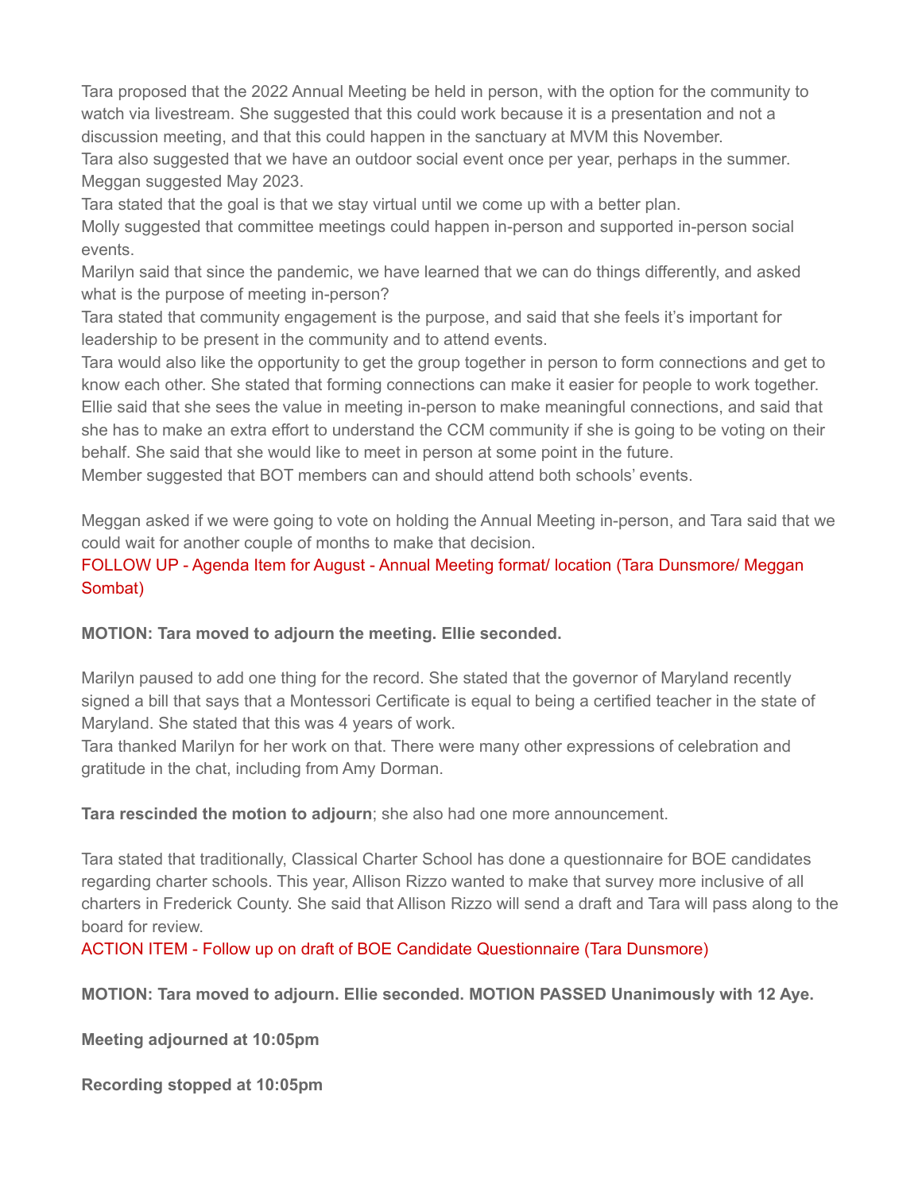Tara proposed that the 2022 Annual Meeting be held in person, with the option for the community to watch via livestream. She suggested that this could work because it is a presentation and not a discussion meeting, and that this could happen in the sanctuary at MVM this November.
Tara also suggested that we have an outdoor social event once per year, perhaps in the summer. Meggan suggested May 2023.
Tara stated that the goal is that we stay virtual until we come up with a better plan.
Molly suggested that committee meetings could happen in-person and supported in-person social events.
Marilyn said that since the pandemic, we have learned that we can do things differently, and asked what is the purpose of meeting in-person?
Tara stated that community engagement is the purpose, and said that she feels it's important for leadership to be present in the community and to attend events.
Tara would also like the opportunity to get the group together in person to form connections and get to know each other. She stated that forming connections can make it easier for people to work together.
Ellie said that she sees the value in meeting in-person to make meaningful connections, and said that she has to make an extra effort to understand the CCM community if she is going to be voting on their behalf. She said that she would like to meet in person at some point in the future.
Member suggested that BOT members can and should attend both schools' events.

Meggan asked if we were going to vote on holding the Annual Meeting in-person, and Tara said that we could wait for another couple of months to make that decision.
FOLLOW UP - Agenda Item for August - Annual Meeting format/ location (Tara Dunsmore/ Meggan Sombat)

**MOTION: Tara moved to adjourn the meeting. Ellie seconded.**

Marilyn paused to add one thing for the record. She stated that the governor of Maryland recently signed a bill that says that a Montessori Certificate is equal to being a certified teacher in the state of Maryland. She stated that this was 4 years of work.
Tara thanked Marilyn for her work on that. There were many other expressions of celebration and gratitude in the chat, including from Amy Dorman.

**Tara rescinded the motion to adjourn**; she also had one more announcement.

Tara stated that traditionally, Classical Charter School has done a questionnaire for BOE candidates regarding charter schools. This year, Allison Rizzo wanted to make that survey more inclusive of all charters in Frederick County. She said that Allison Rizzo will send a draft and Tara will pass along to the board for review.
ACTION ITEM - Follow up on draft of BOE Candidate Questionnaire (Tara Dunsmore)

**MOTION: Tara moved to adjourn. Ellie seconded. MOTION PASSED Unanimously with 12 Aye.**

**Meeting adjourned at 10:05pm**

**Recording stopped at 10:05pm**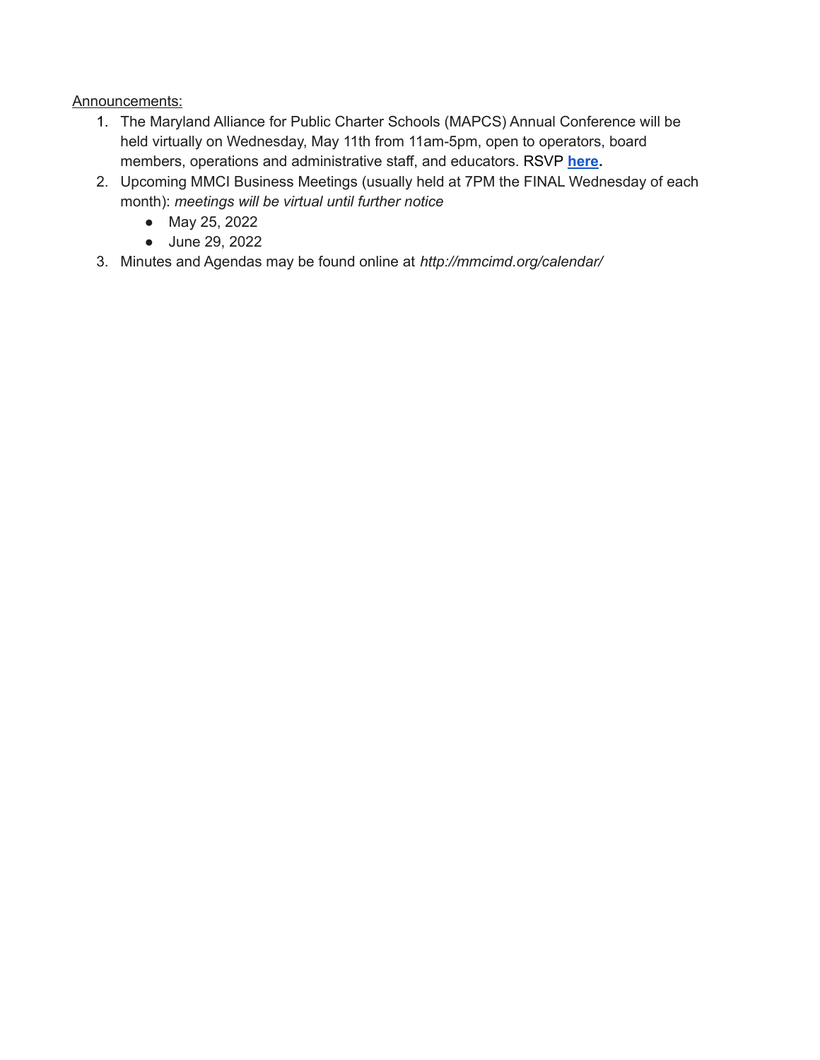Announcements:

1. The Maryland Alliance for Public Charter Schools (MAPCS) Annual Conference will be held virtually on Wednesday, May 11th from 11am-5pm, open to operators, board members, operations and administrative staff, and educators. RSVP **here.**
2. Upcoming MMCI Business Meetings (usually held at 7PM the FINAL Wednesday of each month): *meetings will be virtual until further notice*
   - May 25, 2022
   - June 29, 2022
3. Minutes and Agendas may be found online at *http://mmcimd.org/calendar/*